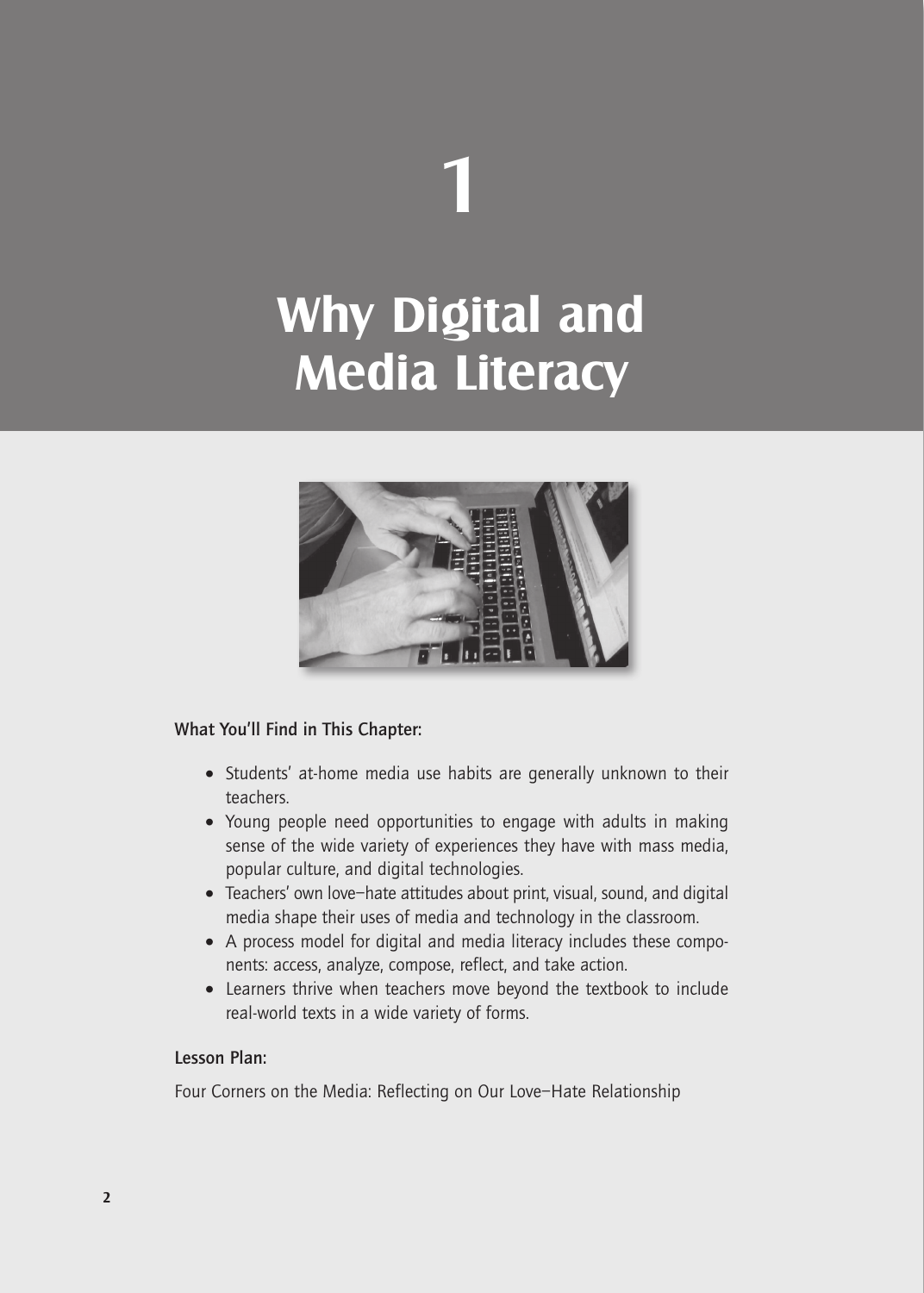# 1

# Why Digital and Media Literacy

**What You'll Find in This Chapter:**

- Students' at-home media use habits are generally unknown to their teachers.
- Young people need opportunities to engage with adults in making sense of the wide variety of experiences they have with mass media, popular culture, and digital technologies.
- Teachers' own love–hate attitudes about print, visual, sound, and digital media shape their uses of media and technology in the classroom.
- A process model for digital and media literacy includes these components: access, analyze, compose, reflect, and take action.
- Learners thrive when teachers move beyond the textbook to include real-world texts in a wide variety of forms.

**Lesson Plan:**

Four Corners on the Media: Reflecting on Our Love–Hate Relationship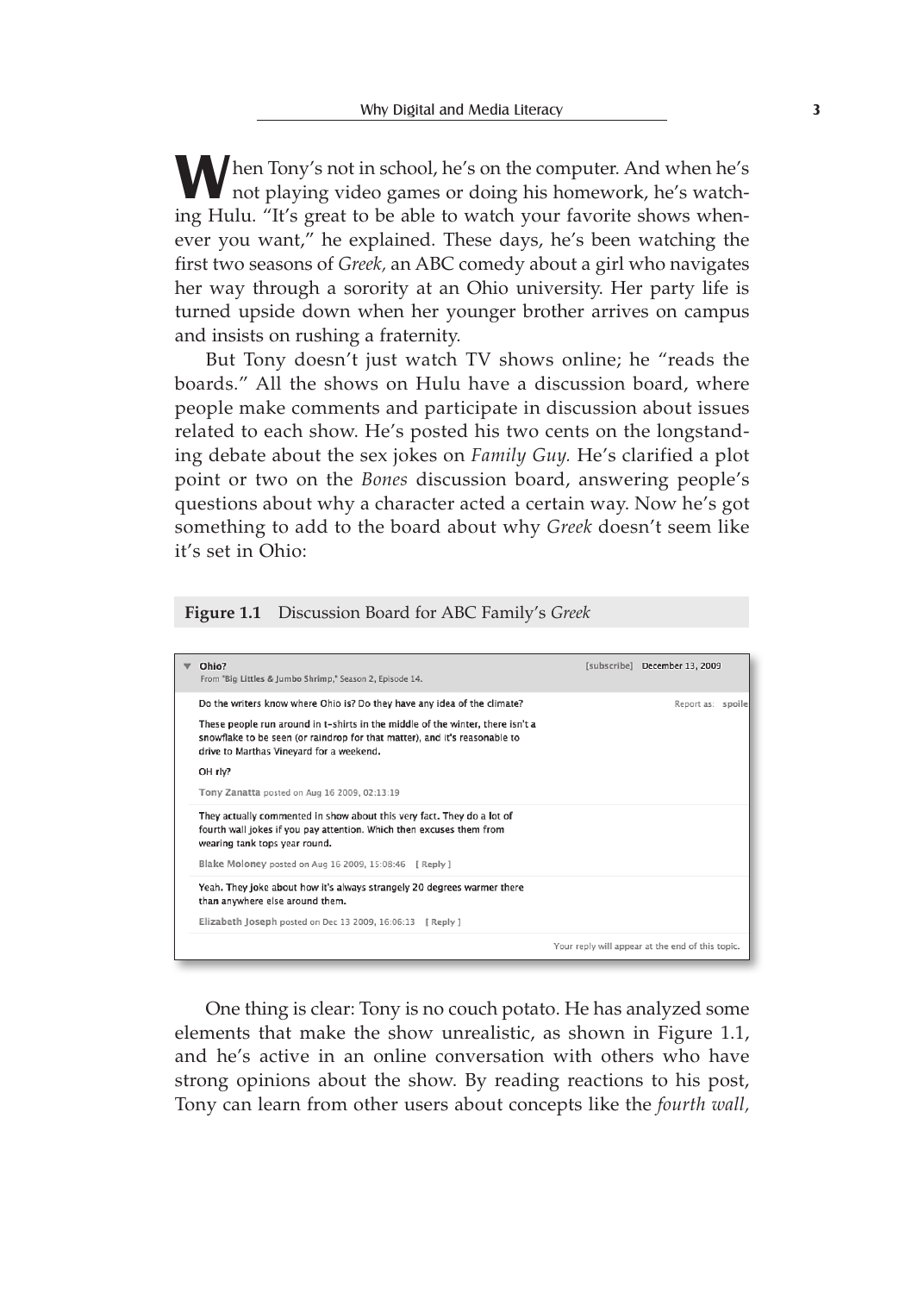When Tony's not in school, he's on the computer. And when he's not playing video games or doing his homework, he's watching Hulu. "It's great to be able to watch your favorite shows whenever you want," he explained. These days, he's been watching the first two seasons of *Greek,* an ABC comedy about a girl who navigates her way through a sorority at an Ohio university. Her party life is turned upside down when her younger brother arrives on campus and insists on rushing a fraternity.

But Tony doesn't just watch TV shows online; he "reads the boards." All the shows on Hulu have a discussion board, where people make comments and participate in discussion about issues related to each show. He's posted his two cents on the longstanding debate about the sex jokes on *Family Guy.* He's clarified a plot point or two on the *Bones* discussion board, answering people's questions about why a character acted a certain way. Now he's got something to add to the board about why *Greek* doesn't seem like it's set in Ohio:

**Figure 1.1** Discussion Board for ABC Family's *Greek*

**Ohio?**
From "Big Littles & Jumbo Shrimp," Season 2, Episode 14.

[subscribe] December 13, 2009

Do the writers know where Ohio is? Do they have any idea of the climate?

Report as: spoile

These people run around in t-shirts in the middle of the winter, there isn't a snowflake to be seen (or raindrop for that matter), and it's reasonable to drive to Marthas Vineyard for a weekend.

OH rly?

Tony Zanatta posted on Aug 16 2009, 02:13:19

They actually commented in show about this very fact. They do a lot of fourth wall jokes if you pay attention. Which then excuses them from wearing tank tops year round.

Blake Moloney posted on Aug 16 2009, 15:08:46 [ Reply ]

Yeah. They joke about how it's always strangely 20 degrees warmer there than anywhere else around them.

Elizabeth Joseph posted on Dec 13 2009, 16:06:13 [ Reply ]

Your reply will appear at the end of this topic.

One thing is clear: Tony is no couch potato. He has analyzed some elements that make the show unrealistic, as shown in Figure 1.1, and he's active in an online conversation with others who have strong opinions about the show. By reading reactions to his post, Tony can learn from other users about concepts like the *fourth wall,*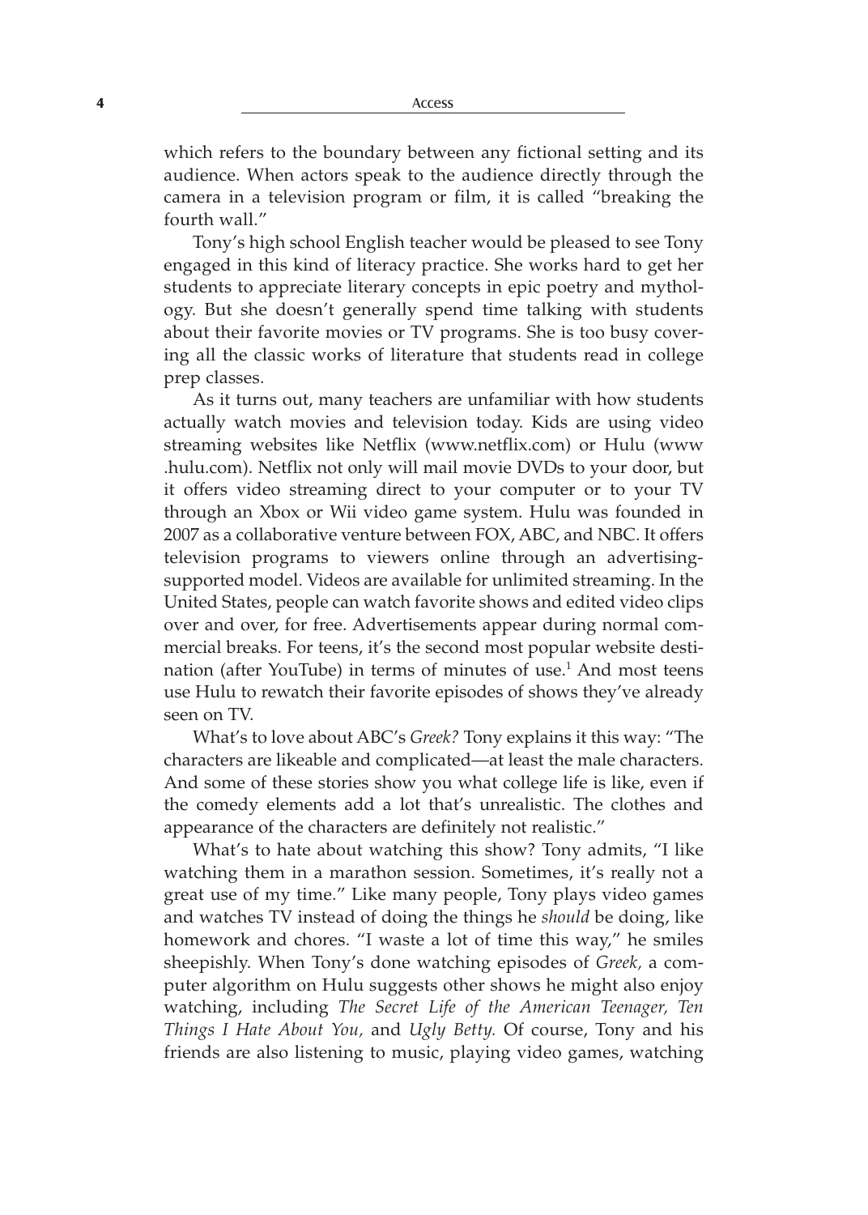which refers to the boundary between any fictional setting and its audience. When actors speak to the audience directly through the camera in a television program or film, it is called "breaking the fourth wall."

Tony's high school English teacher would be pleased to see Tony engaged in this kind of literacy practice. She works hard to get her students to appreciate literary concepts in epic poetry and mythology. But she doesn't generally spend time talking with students about their favorite movies or TV programs. She is too busy covering all the classic works of literature that students read in college prep classes.

As it turns out, many teachers are unfamiliar with how students actually watch movies and television today. Kids are using video streaming websites like Netflix (www.netflix.com) or Hulu (www.hulu.com). Netflix not only will mail movie DVDs to your door, but it offers video streaming direct to your computer or to your TV through an Xbox or Wii video game system. Hulu was founded in 2007 as a collaborative venture between FOX, ABC, and NBC. It offers television programs to viewers online through an advertising-supported model. Videos are available for unlimited streaming. In the United States, people can watch favorite shows and edited video clips over and over, for free. Advertisements appear during normal commercial breaks. For teens, it's the second most popular website destination (after YouTube) in terms of minutes of use.[1] And most teens use Hulu to rewatch their favorite episodes of shows they've already seen on TV.

What's to love about ABC's *Greek?* Tony explains it this way: "The characters are likeable and complicated—at least the male characters. And some of these stories show you what college life is like, even if the comedy elements add a lot that's unrealistic. The clothes and appearance of the characters are definitely not realistic."

What's to hate about watching this show? Tony admits, "I like watching them in a marathon session. Sometimes, it's really not a great use of my time." Like many people, Tony plays video games and watches TV instead of doing the things he *should* be doing, like homework and chores. "I waste a lot of time this way," he smiles sheepishly. When Tony's done watching episodes of *Greek,* a computer algorithm on Hulu suggests other shows he might also enjoy watching, including *The Secret Life of the American Teenager, Ten Things I Hate About You,* and *Ugly Betty.* Of course, Tony and his friends are also listening to music, playing video games, watching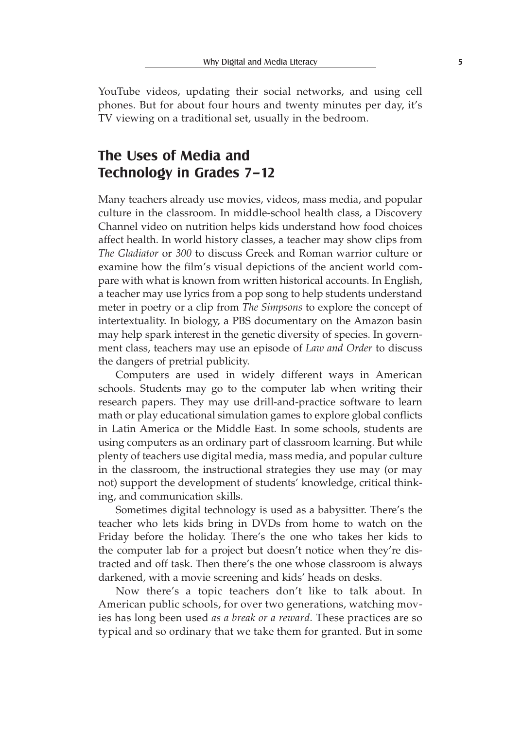YouTube videos, updating their social networks, and using cell phones. But for about four hours and twenty minutes per day, it's TV viewing on a traditional set, usually in the bedroom.

## The Uses of Media and Technology in Grades 7–12

Many teachers already use movies, videos, mass media, and popular culture in the classroom. In middle-school health class, a Discovery Channel video on nutrition helps kids understand how food choices affect health. In world history classes, a teacher may show clips from *The Gladiator* or *300* to discuss Greek and Roman warrior culture or examine how the film's visual depictions of the ancient world compare with what is known from written historical accounts. In English, a teacher may use lyrics from a pop song to help students understand meter in poetry or a clip from *The Simpsons* to explore the concept of intertextuality. In biology, a PBS documentary on the Amazon basin may help spark interest in the genetic diversity of species. In government class, teachers may use an episode of *Law and Order* to discuss the dangers of pretrial publicity.

Computers are used in widely different ways in American schools. Students may go to the computer lab when writing their research papers. They may use drill-and-practice software to learn math or play educational simulation games to explore global conflicts in Latin America or the Middle East. In some schools, students are using computers as an ordinary part of classroom learning. But while plenty of teachers use digital media, mass media, and popular culture in the classroom, the instructional strategies they use may (or may not) support the development of students' knowledge, critical thinking, and communication skills.

Sometimes digital technology is used as a babysitter. There's the teacher who lets kids bring in DVDs from home to watch on the Friday before the holiday. There's the one who takes her kids to the computer lab for a project but doesn't notice when they're distracted and off task. Then there's the one whose classroom is always darkened, with a movie screening and kids' heads on desks.

Now there's a topic teachers don't like to talk about. In American public schools, for over two generations, watching movies has long been used *as a break or a reward.* These practices are so typical and so ordinary that we take them for granted. But in some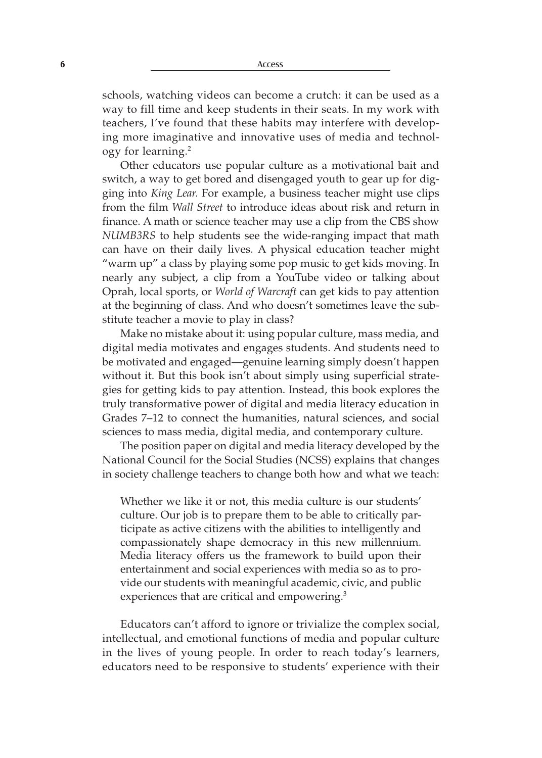schools, watching videos can become a crutch: it can be used as a way to fill time and keep students in their seats. In my work with teachers, I've found that these habits may interfere with developing more imaginative and innovative uses of media and technology for learning.[2]

Other educators use popular culture as a motivational bait and switch, a way to get bored and disengaged youth to gear up for digging into *King Lear.* For example, a business teacher might use clips from the film *Wall Street* to introduce ideas about risk and return in finance. A math or science teacher may use a clip from the CBS show *NUMB3RS* to help students see the wide-ranging impact that math can have on their daily lives. A physical education teacher might "warm up" a class by playing some pop music to get kids moving. In nearly any subject, a clip from a YouTube video or talking about Oprah, local sports, or *World of Warcraft* can get kids to pay attention at the beginning of class. And who doesn't sometimes leave the substitute teacher a movie to play in class?

Make no mistake about it: using popular culture, mass media, and digital media motivates and engages students. And students need to be motivated and engaged—genuine learning simply doesn't happen without it. But this book isn't about simply using superficial strategies for getting kids to pay attention. Instead, this book explores the truly transformative power of digital and media literacy education in Grades 7–12 to connect the humanities, natural sciences, and social sciences to mass media, digital media, and contemporary culture.

The position paper on digital and media literacy developed by the National Council for the Social Studies (NCSS) explains that changes in society challenge teachers to change both how and what we teach:

> Whether we like it or not, this media culture is our students' culture. Our job is to prepare them to be able to critically participate as active citizens with the abilities to intelligently and compassionately shape democracy in this new millennium. Media literacy offers us the framework to build upon their entertainment and social experiences with media so as to provide our students with meaningful academic, civic, and public experiences that are critical and empowering.[3]

Educators can't afford to ignore or trivialize the complex social, intellectual, and emotional functions of media and popular culture in the lives of young people. In order to reach today's learners, educators need to be responsive to students' experience with their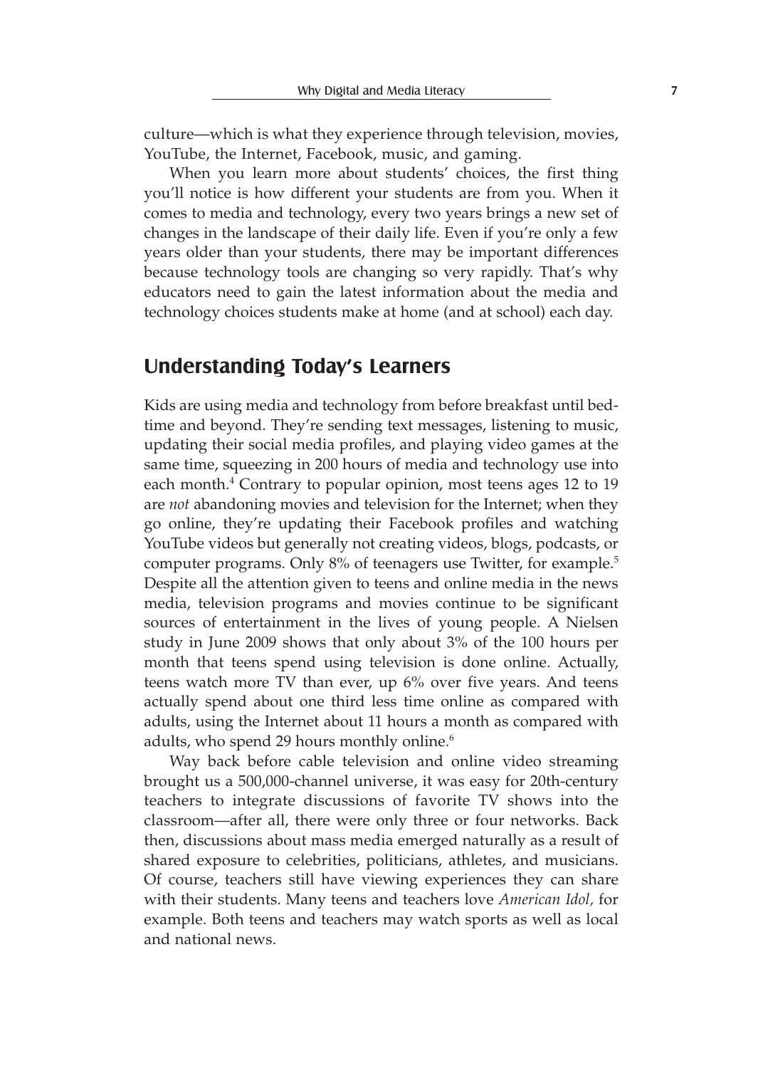culture—which is what they experience through television, movies, YouTube, the Internet, Facebook, music, and gaming.

When you learn more about students' choices, the first thing you'll notice is how different your students are from you. When it comes to media and technology, every two years brings a new set of changes in the landscape of their daily life. Even if you're only a few years older than your students, there may be important differences because technology tools are changing so very rapidly. That's why educators need to gain the latest information about the media and technology choices students make at home (and at school) each day.

## Understanding Today's Learners

Kids are using media and technology from before breakfast until bedtime and beyond. They're sending text messages, listening to music, updating their social media profiles, and playing video games at the same time, squeezing in 200 hours of media and technology use into each month.[4] Contrary to popular opinion, most teens ages 12 to 19 are *not* abandoning movies and television for the Internet; when they go online, they're updating their Facebook profiles and watching YouTube videos but generally not creating videos, blogs, podcasts, or computer programs. Only 8% of teenagers use Twitter, for example.[5] Despite all the attention given to teens and online media in the news media, television programs and movies continue to be significant sources of entertainment in the lives of young people. A Nielsen study in June 2009 shows that only about 3% of the 100 hours per month that teens spend using television is done online. Actually, teens watch more TV than ever, up 6% over five years. And teens actually spend about one third less time online as compared with adults, using the Internet about 11 hours a month as compared with adults, who spend 29 hours monthly online.[6]

Way back before cable television and online video streaming brought us a 500,000-channel universe, it was easy for 20th-century teachers to integrate discussions of favorite TV shows into the classroom—after all, there were only three or four networks. Back then, discussions about mass media emerged naturally as a result of shared exposure to celebrities, politicians, athletes, and musicians. Of course, teachers still have viewing experiences they can share with their students. Many teens and teachers love *American Idol,* for example. Both teens and teachers may watch sports as well as local and national news.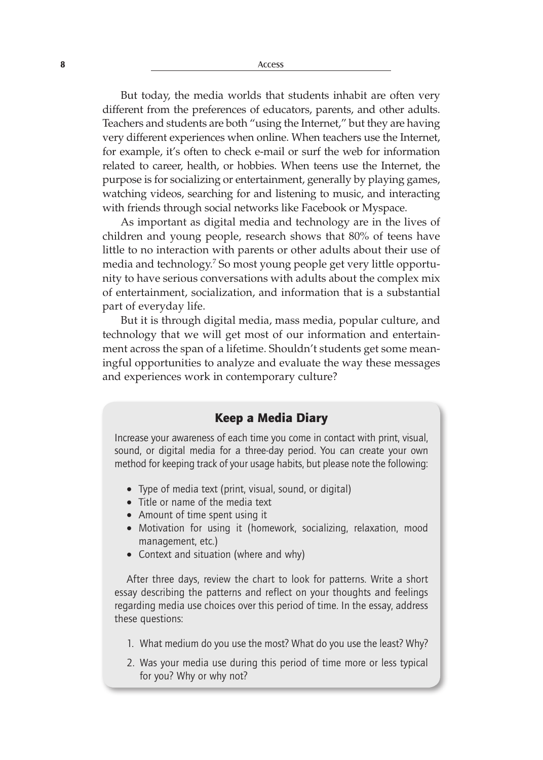But today, the media worlds that students inhabit are often very different from the preferences of educators, parents, and other adults. Teachers and students are both "using the Internet," but they are having very different experiences when online. When teachers use the Internet, for example, it's often to check e-mail or surf the web for information related to career, health, or hobbies. When teens use the Internet, the purpose is for socializing or entertainment, generally by playing games, watching videos, searching for and listening to music, and interacting with friends through social networks like Facebook or Myspace.

As important as digital media and technology are in the lives of children and young people, research shows that 80% of teens have little to no interaction with parents or other adults about their use of media and technology.[7] So most young people get very little opportunity to have serious conversations with adults about the complex mix of entertainment, socialization, and information that is a substantial part of everyday life.

But it is through digital media, mass media, popular culture, and technology that we will get most of our information and entertainment across the span of a lifetime. Shouldn't students get some meaningful opportunities to analyze and evaluate the way these messages and experiences work in contemporary culture?

## Keep a Media Diary

Increase your awareness of each time you come in contact with print, visual, sound, or digital media for a three-day period. You can create your own method for keeping track of your usage habits, but please note the following:

- Type of media text (print, visual, sound, or digital)
- Title or name of the media text
- Amount of time spent using it
- Motivation for using it (homework, socializing, relaxation, mood management, etc.)
- Context and situation (where and why)

After three days, review the chart to look for patterns. Write a short essay describing the patterns and reflect on your thoughts and feelings regarding media use choices over this period of time. In the essay, address these questions:

1. What medium do you use the most? What do you use the least? Why?
2. Was your media use during this period of time more or less typical for you? Why or why not?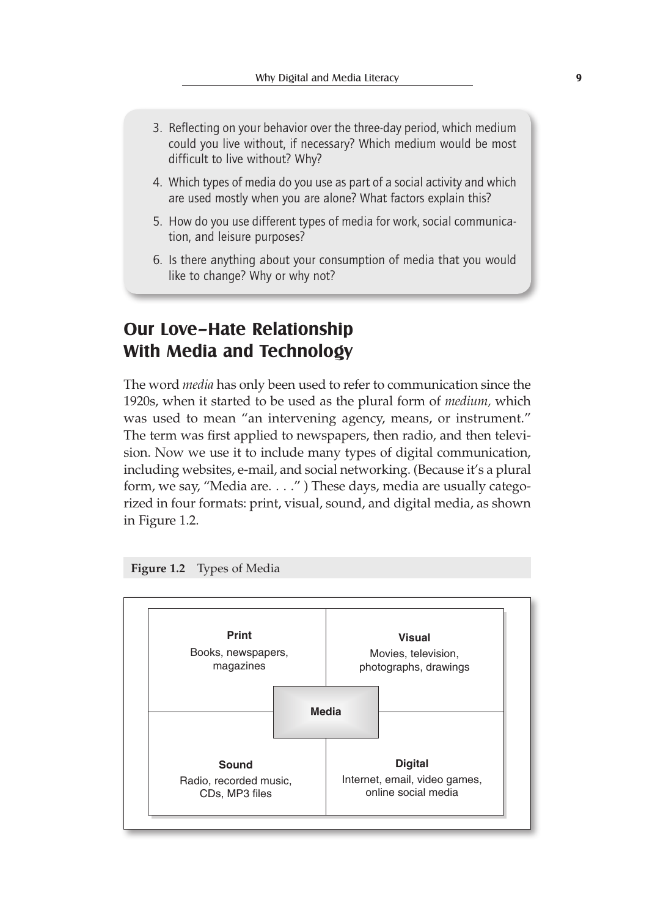3. Reflecting on your behavior over the three-day period, which medium could you live without, if necessary? Which medium would be most difficult to live without? Why?
4. Which types of media do you use as part of a social activity and which are used mostly when you are alone? What factors explain this?
5. How do you use different types of media for work, social communication, and leisure purposes?
6. Is there anything about your consumption of media that you would like to change? Why or why not?

## Our Love–Hate Relationship With Media and Technology

The word *media* has only been used to refer to communication since the 1920s, when it started to be used as the plural form of *medium,* which was used to mean "an intervening agency, means, or instrument." The term was first applied to newspapers, then radio, and then television. Now we use it to include many types of digital communication, including websites, e-mail, and social networking. (Because it's a plural form, we say, "Media are. . . .") These days, media are usually categorized in four formats: print, visual, sound, and digital media, as shown in Figure 1.2.

**Figure 1.2** Types of Media

| **Print** | **Visual** |
|---|---|
| Books, newspapers, magazines | Movies, television, photographs, drawings |
| **Sound** | **Digital** |
| Radio, recorded music, CDs, MP3 files | Internet, email, video games, online social media |

**Media**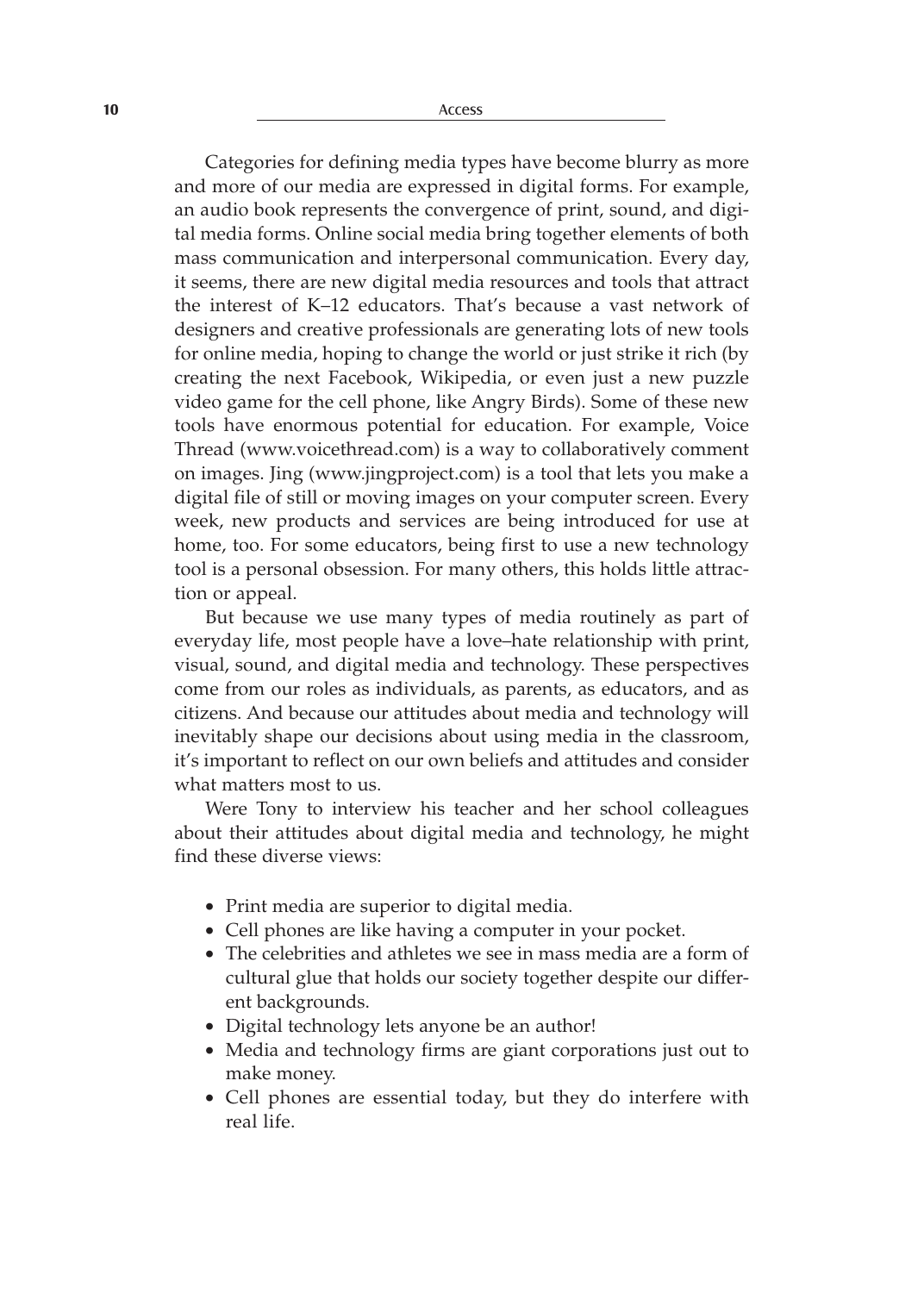Categories for defining media types have become blurry as more and more of our media are expressed in digital forms. For example, an audio book represents the convergence of print, sound, and digital media forms. Online social media bring together elements of both mass communication and interpersonal communication. Every day, it seems, there are new digital media resources and tools that attract the interest of K–12 educators. That's because a vast network of designers and creative professionals are generating lots of new tools for online media, hoping to change the world or just strike it rich (by creating the next Facebook, Wikipedia, or even just a new puzzle video game for the cell phone, like Angry Birds). Some of these new tools have enormous potential for education. For example, Voice Thread (www.voicethread.com) is a way to collaboratively comment on images. Jing (www.jingproject.com) is a tool that lets you make a digital file of still or moving images on your computer screen. Every week, new products and services are being introduced for use at home, too. For some educators, being first to use a new technology tool is a personal obsession. For many others, this holds little attraction or appeal.

But because we use many types of media routinely as part of everyday life, most people have a love–hate relationship with print, visual, sound, and digital media and technology. These perspectives come from our roles as individuals, as parents, as educators, and as citizens. And because our attitudes about media and technology will inevitably shape our decisions about using media in the classroom, it's important to reflect on our own beliefs and attitudes and consider what matters most to us.

Were Tony to interview his teacher and her school colleagues about their attitudes about digital media and technology, he might find these diverse views:

- Print media are superior to digital media.
- Cell phones are like having a computer in your pocket.
- The celebrities and athletes we see in mass media are a form of cultural glue that holds our society together despite our different backgrounds.
- Digital technology lets anyone be an author!
- Media and technology firms are giant corporations just out to make money.
- Cell phones are essential today, but they do interfere with real life.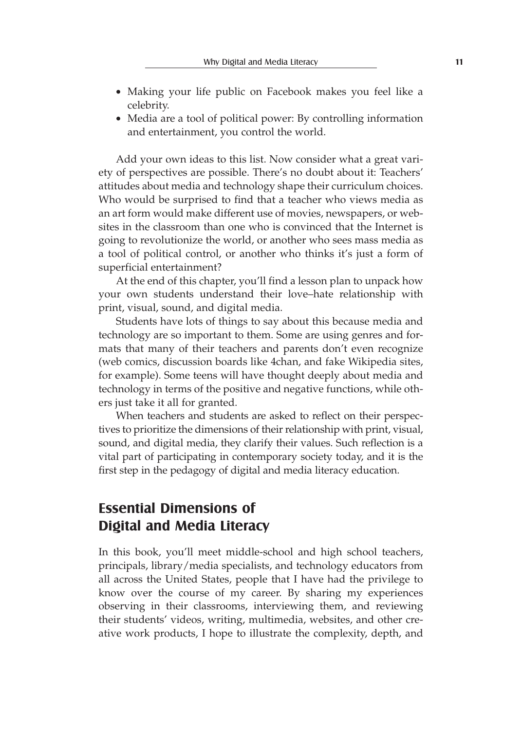- Making your life public on Facebook makes you feel like a celebrity.
- Media are a tool of political power: By controlling information and entertainment, you control the world.

Add your own ideas to this list. Now consider what a great variety of perspectives are possible. There's no doubt about it: Teachers' attitudes about media and technology shape their curriculum choices. Who would be surprised to find that a teacher who views media as an art form would make different use of movies, newspapers, or websites in the classroom than one who is convinced that the Internet is going to revolutionize the world, or another who sees mass media as a tool of political control, or another who thinks it's just a form of superficial entertainment?

At the end of this chapter, you'll find a lesson plan to unpack how your own students understand their love–hate relationship with print, visual, sound, and digital media.

Students have lots of things to say about this because media and technology are so important to them. Some are using genres and formats that many of their teachers and parents don't even recognize (web comics, discussion boards like 4chan, and fake Wikipedia sites, for example). Some teens will have thought deeply about media and technology in terms of the positive and negative functions, while others just take it all for granted.

When teachers and students are asked to reflect on their perspectives to prioritize the dimensions of their relationship with print, visual, sound, and digital media, they clarify their values. Such reflection is a vital part of participating in contemporary society today, and it is the first step in the pedagogy of digital and media literacy education.

## Essential Dimensions of Digital and Media Literacy

In this book, you'll meet middle-school and high school teachers, principals, library/media specialists, and technology educators from all across the United States, people that I have had the privilege to know over the course of my career. By sharing my experiences observing in their classrooms, interviewing them, and reviewing their students' videos, writing, multimedia, websites, and other creative work products, I hope to illustrate the complexity, depth, and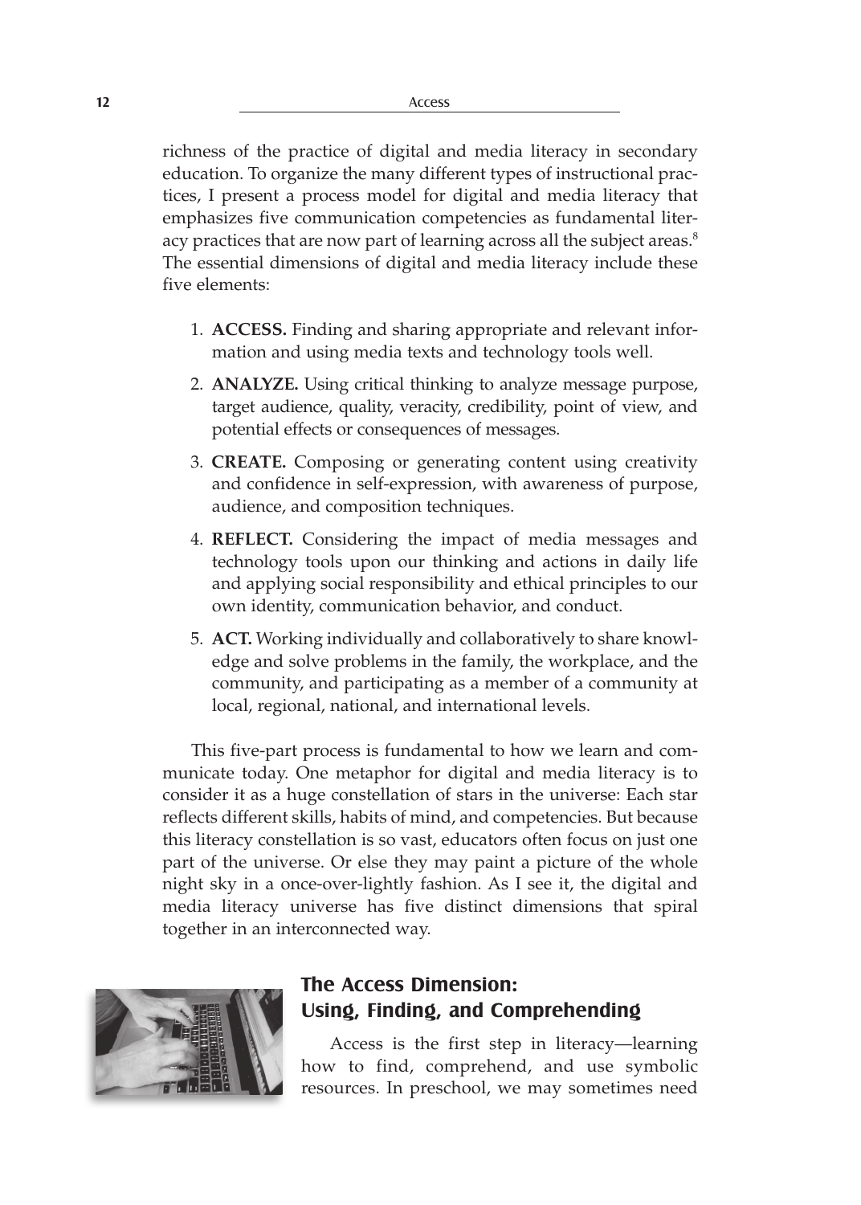richness of the practice of digital and media literacy in secondary education. To organize the many different types of instructional practices, I present a process model for digital and media literacy that emphasizes five communication competencies as fundamental literacy practices that are now part of learning across all the subject areas.[8] The essential dimensions of digital and media literacy include these five elements:

1. **ACCESS.** Finding and sharing appropriate and relevant information and using media texts and technology tools well.
2. **ANALYZE.** Using critical thinking to analyze message purpose, target audience, quality, veracity, credibility, point of view, and potential effects or consequences of messages.
3. **CREATE.** Composing or generating content using creativity and confidence in self-expression, with awareness of purpose, audience, and composition techniques.
4. **REFLECT.** Considering the impact of media messages and technology tools upon our thinking and actions in daily life and applying social responsibility and ethical principles to our own identity, communication behavior, and conduct.
5. **ACT.** Working individually and collaboratively to share knowledge and solve problems in the family, the workplace, and the community, and participating as a member of a community at local, regional, national, and international levels.

This five-part process is fundamental to how we learn and communicate today. One metaphor for digital and media literacy is to consider it as a huge constellation of stars in the universe: Each star reflects different skills, habits of mind, and competencies. But because this literacy constellation is so vast, educators often focus on just one part of the universe. Or else they may paint a picture of the whole night sky in a once-over-lightly fashion. As I see it, the digital and media literacy universe has five distinct dimensions that spiral together in an interconnected way.

## The Access Dimension: Using, Finding, and Comprehending

Access is the first step in literacy—learning how to find, comprehend, and use symbolic resources. In preschool, we may sometimes need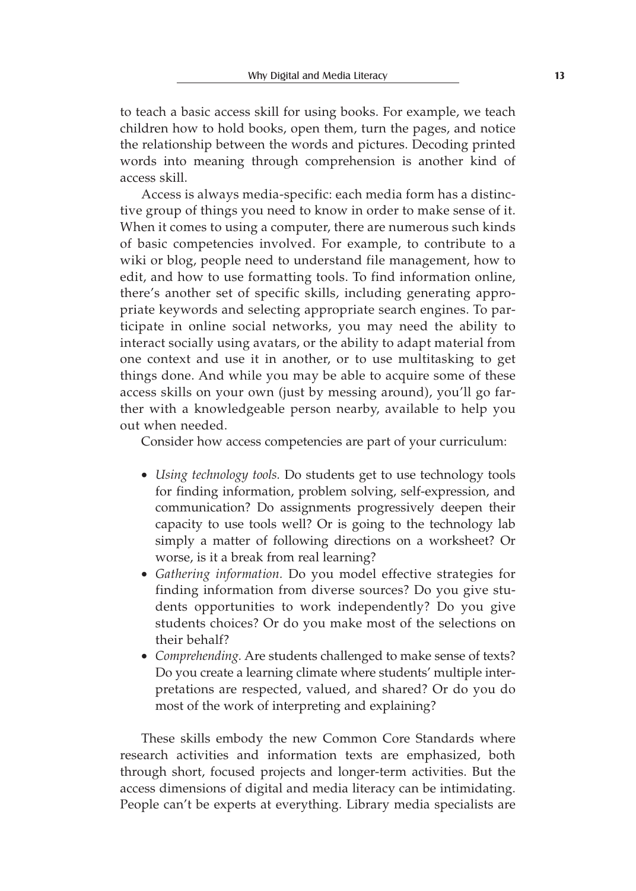to teach a basic access skill for using books. For example, we teach children how to hold books, open them, turn the pages, and notice the relationship between the words and pictures. Decoding printed words into meaning through comprehension is another kind of access skill.

Access is always media-specific: each media form has a distinctive group of things you need to know in order to make sense of it. When it comes to using a computer, there are numerous such kinds of basic competencies involved. For example, to contribute to a wiki or blog, people need to understand file management, how to edit, and how to use formatting tools. To find information online, there's another set of specific skills, including generating appropriate keywords and selecting appropriate search engines. To participate in online social networks, you may need the ability to interact socially using avatars, or the ability to adapt material from one context and use it in another, or to use multitasking to get things done. And while you may be able to acquire some of these access skills on your own (just by messing around), you'll go farther with a knowledgeable person nearby, available to help you out when needed.

Consider how access competencies are part of your curriculum:

- *Using technology tools.* Do students get to use technology tools for finding information, problem solving, self-expression, and communication? Do assignments progressively deepen their capacity to use tools well? Or is going to the technology lab simply a matter of following directions on a worksheet? Or worse, is it a break from real learning?
- *Gathering information.* Do you model effective strategies for finding information from diverse sources? Do you give students opportunities to work independently? Do you give students choices? Or do you make most of the selections on their behalf?
- *Comprehending.* Are students challenged to make sense of texts? Do you create a learning climate where students' multiple interpretations are respected, valued, and shared? Or do you do most of the work of interpreting and explaining?

These skills embody the new Common Core Standards where research activities and information texts are emphasized, both through short, focused projects and longer-term activities. But the access dimensions of digital and media literacy can be intimidating. People can't be experts at everything. Library media specialists are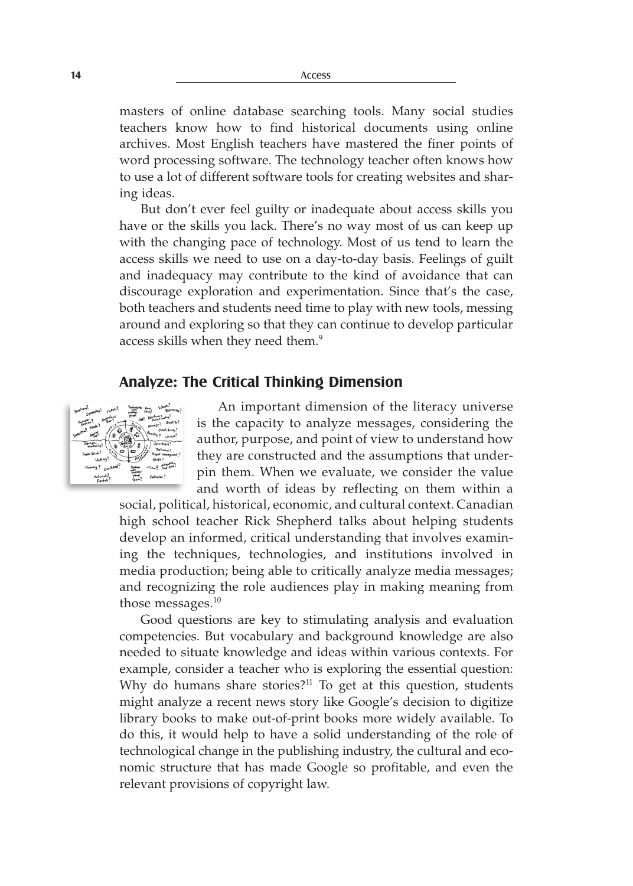masters of online database searching tools. Many social studies teachers know how to find historical documents using online archives. Most English teachers have mastered the finer points of word processing software. The technology teacher often knows how to use a lot of different software tools for creating websites and sharing ideas.

But don't ever feel guilty or inadequate about access skills you have or the skills you lack. There's no way most of us can keep up with the changing pace of technology. Most of us tend to learn the access skills we need to use on a day-to-day basis. Feelings of guilt and inadequacy may contribute to the kind of avoidance that can discourage exploration and experimentation. Since that's the case, both teachers and students need time to play with new tools, messing around and exploring so that they can continue to develop particular access skills when they need them.[9]

## Analyze: The Critical Thinking Dimension

An important dimension of the literacy universe is the capacity to analyze messages, considering the author, purpose, and point of view to understand how they are constructed and the assumptions that underpin them. When we evaluate, we consider the value and worth of ideas by reflecting on them within a social, political, historical, economic, and cultural context. Canadian high school teacher Rick Shepherd talks about helping students develop an informed, critical understanding that involves examining the techniques, technologies, and institutions involved in media production; being able to critically analyze media messages; and recognizing the role audiences play in making meaning from those messages.[10]

Good questions are key to stimulating analysis and evaluation competencies. But vocabulary and background knowledge are also needed to situate knowledge and ideas within various contexts. For example, consider a teacher who is exploring the essential question: Why do humans share stories?[11] To get at this question, students might analyze a recent news story like Google's decision to digitize library books to make out-of-print books more widely available. To do this, it would help to have a solid understanding of the role of technological change in the publishing industry, the cultural and economic structure that has made Google so profitable, and even the relevant provisions of copyright law.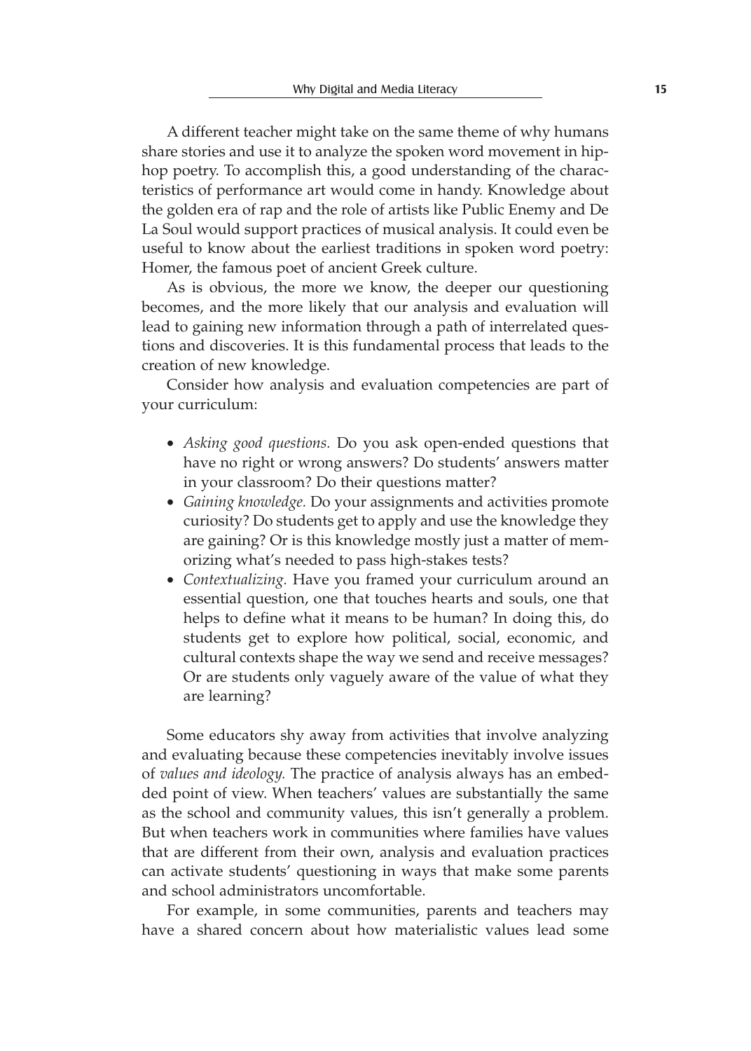A different teacher might take on the same theme of why humans share stories and use it to analyze the spoken word movement in hip-hop poetry. To accomplish this, a good understanding of the characteristics of performance art would come in handy. Knowledge about the golden era of rap and the role of artists like Public Enemy and De La Soul would support practices of musical analysis. It could even be useful to know about the earliest traditions in spoken word poetry: Homer, the famous poet of ancient Greek culture.

As is obvious, the more we know, the deeper our questioning becomes, and the more likely that our analysis and evaluation will lead to gaining new information through a path of interrelated questions and discoveries. It is this fundamental process that leads to the creation of new knowledge.

Consider how analysis and evaluation competencies are part of your curriculum:

- *Asking good questions.* Do you ask open-ended questions that have no right or wrong answers? Do students' answers matter in your classroom? Do their questions matter?
- *Gaining knowledge.* Do your assignments and activities promote curiosity? Do students get to apply and use the knowledge they are gaining? Or is this knowledge mostly just a matter of memorizing what's needed to pass high-stakes tests?
- *Contextualizing.* Have you framed your curriculum around an essential question, one that touches hearts and souls, one that helps to define what it means to be human? In doing this, do students get to explore how political, social, economic, and cultural contexts shape the way we send and receive messages? Or are students only vaguely aware of the value of what they are learning?

Some educators shy away from activities that involve analyzing and evaluating because these competencies inevitably involve issues of *values and ideology.* The practice of analysis always has an embedded point of view. When teachers' values are substantially the same as the school and community values, this isn't generally a problem. But when teachers work in communities where families have values that are different from their own, analysis and evaluation practices can activate students' questioning in ways that make some parents and school administrators uncomfortable.

For example, in some communities, parents and teachers may have a shared concern about how materialistic values lead some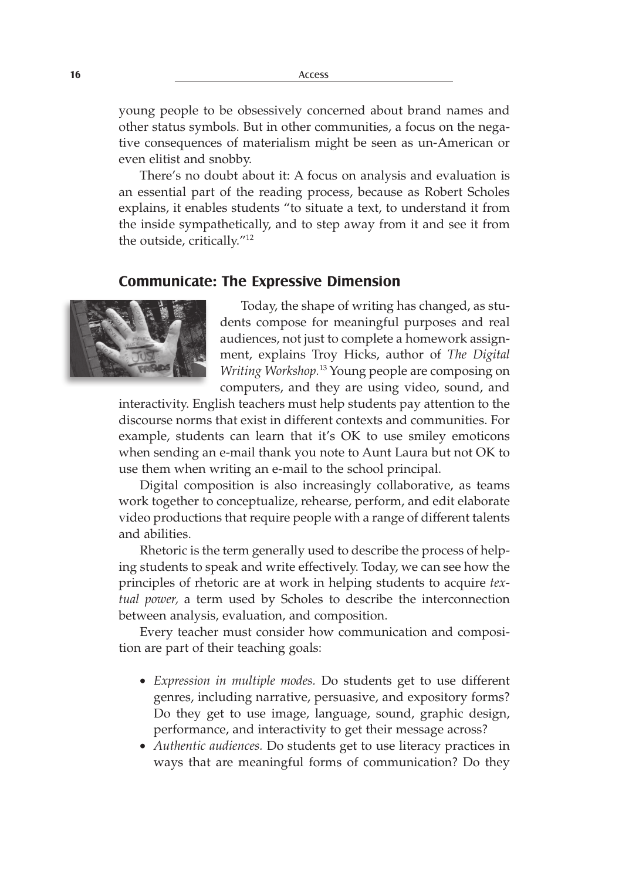young people to be obsessively concerned about brand names and other status symbols. But in other communities, a focus on the negative consequences of materialism might be seen as un-American or even elitist and snobby.

There's no doubt about it: A focus on analysis and evaluation is an essential part of the reading process, because as Robert Scholes explains, it enables students "to situate a text, to understand it from the inside sympathetically, and to step away from it and see it from the outside, critically."[12]

## Communicate: The Expressive Dimension

Today, the shape of writing has changed, as students compose for meaningful purposes and real audiences, not just to complete a homework assignment, explains Troy Hicks, author of *The Digital Writing Workshop.*[13] Young people are composing on computers, and they are using video, sound, and interactivity. English teachers must help students pay attention to the discourse norms that exist in different contexts and communities. For example, students can learn that it's OK to use smiley emoticons when sending an e-mail thank you note to Aunt Laura but not OK to use them when writing an e-mail to the school principal.

Digital composition is also increasingly collaborative, as teams work together to conceptualize, rehearse, perform, and edit elaborate video productions that require people with a range of different talents and abilities.

Rhetoric is the term generally used to describe the process of helping students to speak and write effectively. Today, we can see how the principles of rhetoric are at work in helping students to acquire *textual power,* a term used by Scholes to describe the interconnection between analysis, evaluation, and composition.

Every teacher must consider how communication and composition are part of their teaching goals:

- *Expression in multiple modes.* Do students get to use different genres, including narrative, persuasive, and expository forms? Do they get to use image, language, sound, graphic design, performance, and interactivity to get their message across?
- *Authentic audiences.* Do students get to use literacy practices in ways that are meaningful forms of communication? Do they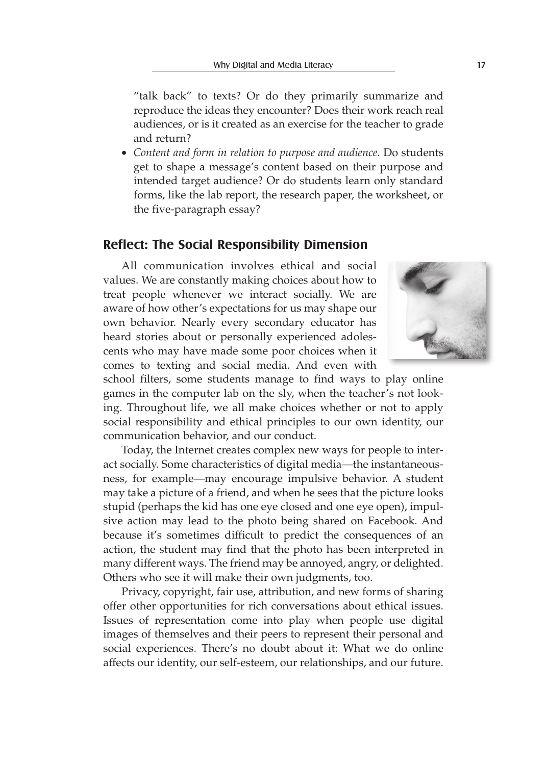"talk back" to texts? Or do they primarily summarize and reproduce the ideas they encounter? Does their work reach real audiences, or is it created as an exercise for the teacher to grade and return?

- *Content and form in relation to purpose and audience.* Do students get to shape a message's content based on their purpose and intended target audience? Or do students learn only standard forms, like the lab report, the research paper, the worksheet, or the five-paragraph essay?

## Reflect: The Social Responsibility Dimension

All communication involves ethical and social values. We are constantly making choices about how to treat people whenever we interact socially. We are aware of how other's expectations for us may shape our own behavior. Nearly every secondary educator has heard stories about or personally experienced adolescents who may have made some poor choices when it comes to texting and social media. And even with school filters, some students manage to find ways to play online games in the computer lab on the sly, when the teacher's not looking. Throughout life, we all make choices whether or not to apply social responsibility and ethical principles to our own identity, our communication behavior, and our conduct.

Today, the Internet creates complex new ways for people to interact socially. Some characteristics of digital media—the instantaneousness, for example—may encourage impulsive behavior. A student may take a picture of a friend, and when he sees that the picture looks stupid (perhaps the kid has one eye closed and one eye open), impulsive action may lead to the photo being shared on Facebook. And because it's sometimes difficult to predict the consequences of an action, the student may find that the photo has been interpreted in many different ways. The friend may be annoyed, angry, or delighted. Others who see it will make their own judgments, too.

Privacy, copyright, fair use, attribution, and new forms of sharing offer other opportunities for rich conversations about ethical issues. Issues of representation come into play when people use digital images of themselves and their peers to represent their personal and social experiences. There's no doubt about it: What we do online affects our identity, our self-esteem, our relationships, and our future.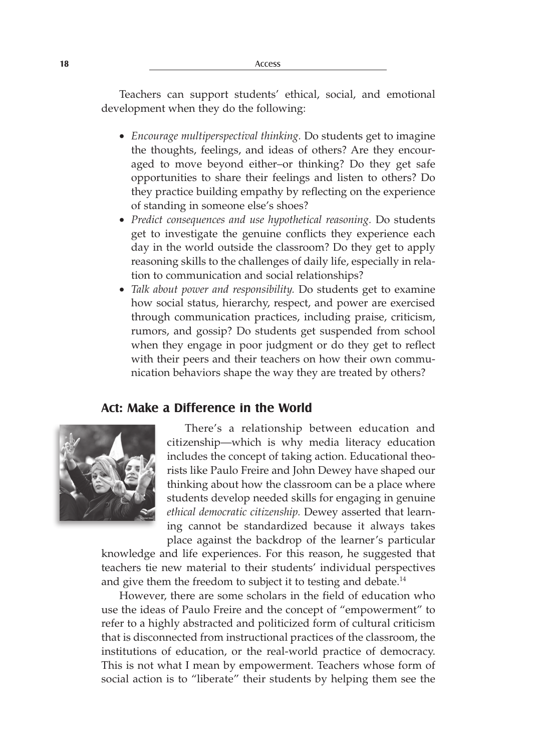Teachers can support students' ethical, social, and emotional development when they do the following:

- *Encourage multiperspectival thinking.* Do students get to imagine the thoughts, feelings, and ideas of others? Are they encouraged to move beyond either–or thinking? Do they get safe opportunities to share their feelings and listen to others? Do they practice building empathy by reflecting on the experience of standing in someone else's shoes?
- *Predict consequences and use hypothetical reasoning.* Do students get to investigate the genuine conflicts they experience each day in the world outside the classroom? Do they get to apply reasoning skills to the challenges of daily life, especially in relation to communication and social relationships?
- *Talk about power and responsibility.* Do students get to examine how social status, hierarchy, respect, and power are exercised through communication practices, including praise, criticism, rumors, and gossip? Do students get suspended from school when they engage in poor judgment or do they get to reflect with their peers and their teachers on how their own communication behaviors shape the way they are treated by others?

## Act: Make a Difference in the World

There's a relationship between education and citizenship—which is why media literacy education includes the concept of taking action. Educational theorists like Paulo Freire and John Dewey have shaped our thinking about how the classroom can be a place where students develop needed skills for engaging in genuine *ethical democratic citizenship.* Dewey asserted that learning cannot be standardized because it always takes place against the backdrop of the learner's particular knowledge and life experiences. For this reason, he suggested that teachers tie new material to their students' individual perspectives and give them the freedom to subject it to testing and debate.[14]

However, there are some scholars in the field of education who use the ideas of Paulo Freire and the concept of "empowerment" to refer to a highly abstracted and politicized form of cultural criticism that is disconnected from instructional practices of the classroom, the institutions of education, or the real-world practice of democracy. This is not what I mean by empowerment. Teachers whose form of social action is to "liberate" their students by helping them see the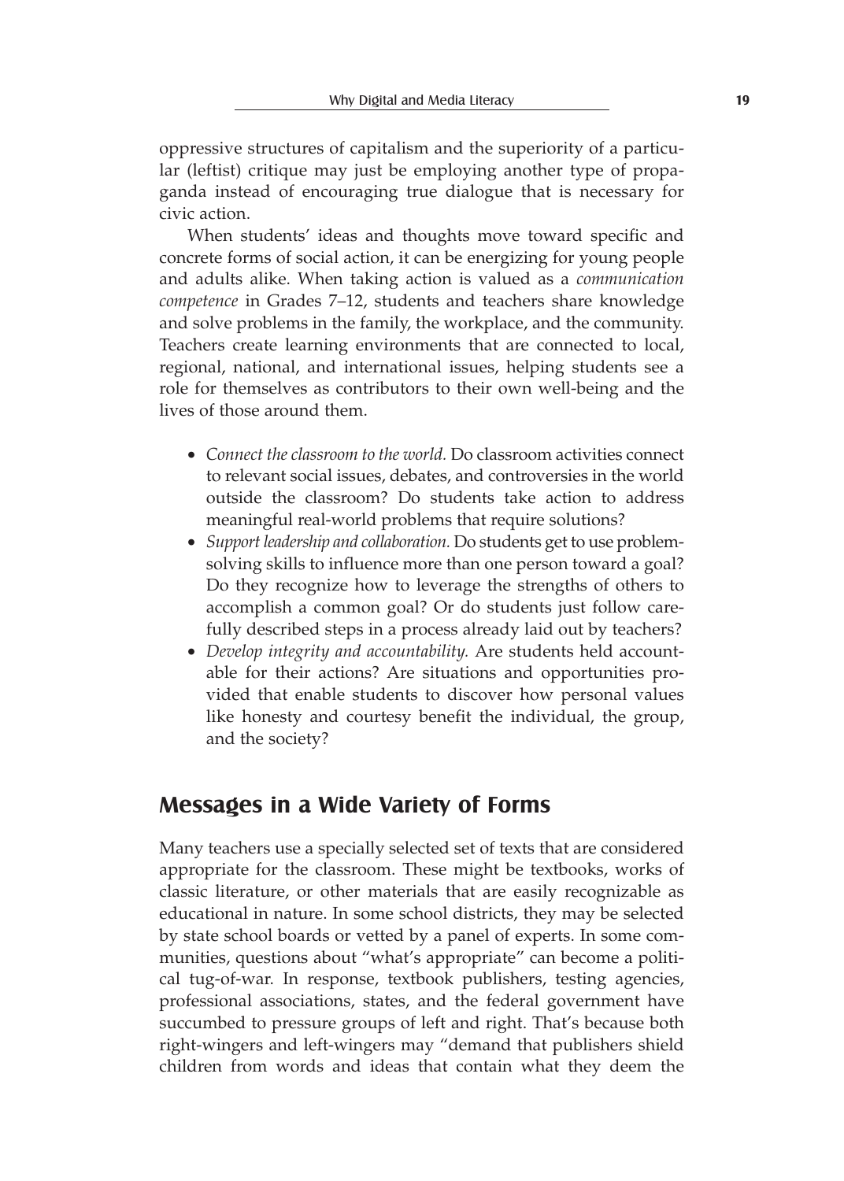oppressive structures of capitalism and the superiority of a particular (leftist) critique may just be employing another type of propaganda instead of encouraging true dialogue that is necessary for civic action.

When students' ideas and thoughts move toward specific and concrete forms of social action, it can be energizing for young people and adults alike. When taking action is valued as a *communication competence* in Grades 7–12, students and teachers share knowledge and solve problems in the family, the workplace, and the community. Teachers create learning environments that are connected to local, regional, national, and international issues, helping students see a role for themselves as contributors to their own well-being and the lives of those around them.

- *Connect the classroom to the world.* Do classroom activities connect to relevant social issues, debates, and controversies in the world outside the classroom? Do students take action to address meaningful real-world problems that require solutions?
- *Support leadership and collaboration.* Do students get to use problem-solving skills to influence more than one person toward a goal? Do they recognize how to leverage the strengths of others to accomplish a common goal? Or do students just follow carefully described steps in a process already laid out by teachers?
- *Develop integrity and accountability.* Are students held accountable for their actions? Are situations and opportunities provided that enable students to discover how personal values like honesty and courtesy benefit the individual, the group, and the society?

## Messages in a Wide Variety of Forms

Many teachers use a specially selected set of texts that are considered appropriate for the classroom. These might be textbooks, works of classic literature, or other materials that are easily recognizable as educational in nature. In some school districts, they may be selected by state school boards or vetted by a panel of experts. In some communities, questions about "what's appropriate" can become a political tug-of-war. In response, textbook publishers, testing agencies, professional associations, states, and the federal government have succumbed to pressure groups of left and right. That's because both right-wingers and left-wingers may "demand that publishers shield children from words and ideas that contain what they deem the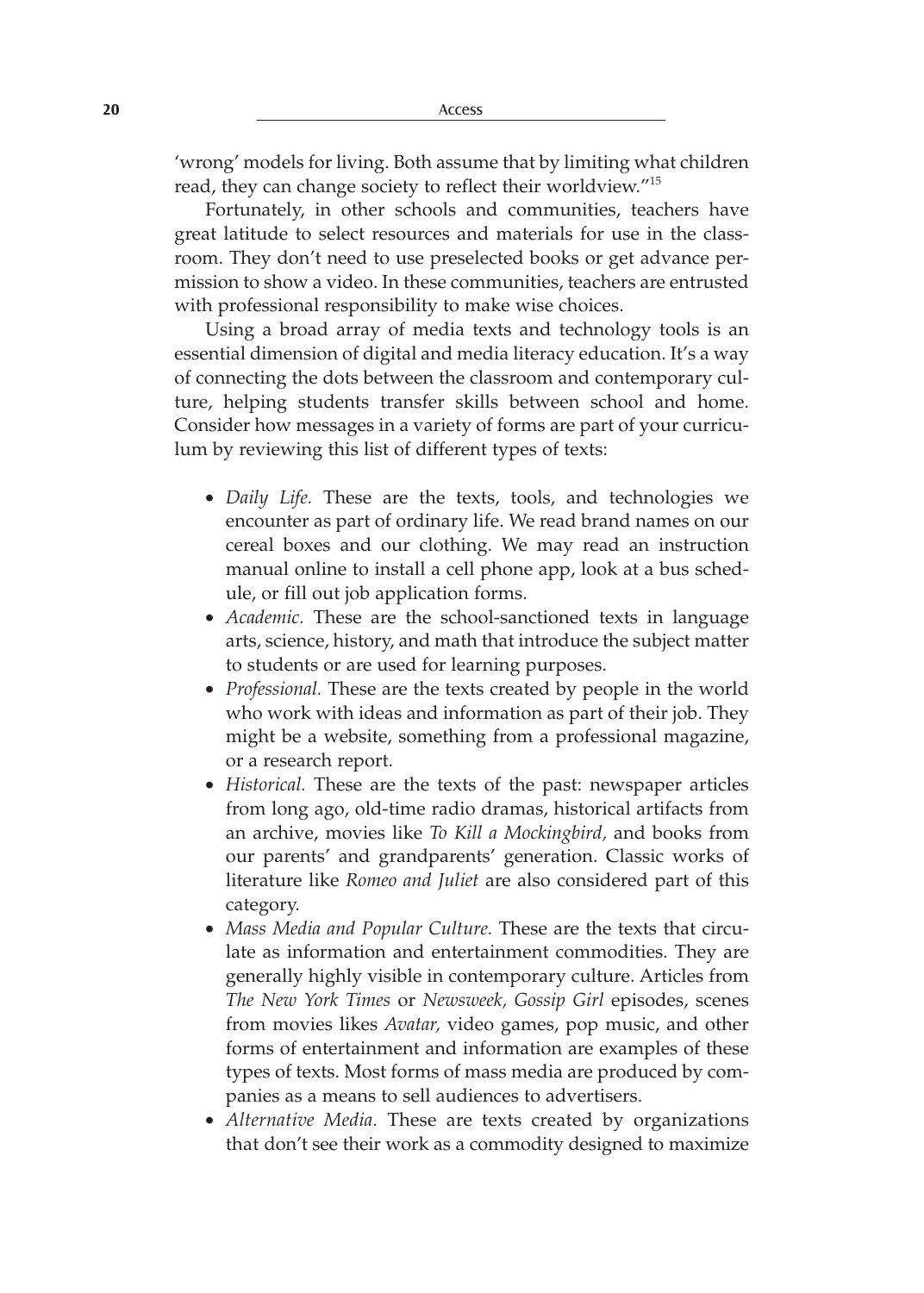'wrong' models for living. Both assume that by limiting what children read, they can change society to reflect their worldview."[15]

Fortunately, in other schools and communities, teachers have great latitude to select resources and materials for use in the classroom. They don't need to use preselected books or get advance permission to show a video. In these communities, teachers are entrusted with professional responsibility to make wise choices.

Using a broad array of media texts and technology tools is an essential dimension of digital and media literacy education. It's a way of connecting the dots between the classroom and contemporary culture, helping students transfer skills between school and home. Consider how messages in a variety of forms are part of your curriculum by reviewing this list of different types of texts:

- *Daily Life.* These are the texts, tools, and technologies we encounter as part of ordinary life. We read brand names on our cereal boxes and our clothing. We may read an instruction manual online to install a cell phone app, look at a bus schedule, or fill out job application forms.
- *Academic.* These are the school-sanctioned texts in language arts, science, history, and math that introduce the subject matter to students or are used for learning purposes.
- *Professional.* These are the texts created by people in the world who work with ideas and information as part of their job. They might be a website, something from a professional magazine, or a research report.
- *Historical.* These are the texts of the past: newspaper articles from long ago, old-time radio dramas, historical artifacts from an archive, movies like *To Kill a Mockingbird,* and books from our parents' and grandparents' generation. Classic works of literature like *Romeo and Juliet* are also considered part of this category.
- *Mass Media and Popular Culture.* These are the texts that circulate as information and entertainment commodities. They are generally highly visible in contemporary culture. Articles from *The New York Times* or *Newsweek, Gossip Girl* episodes, scenes from movies likes *Avatar,* video games, pop music, and other forms of entertainment and information are examples of these types of texts. Most forms of mass media are produced by companies as a means to sell audiences to advertisers.
- *Alternative Media.* These are texts created by organizations that don't see their work as a commodity designed to maximize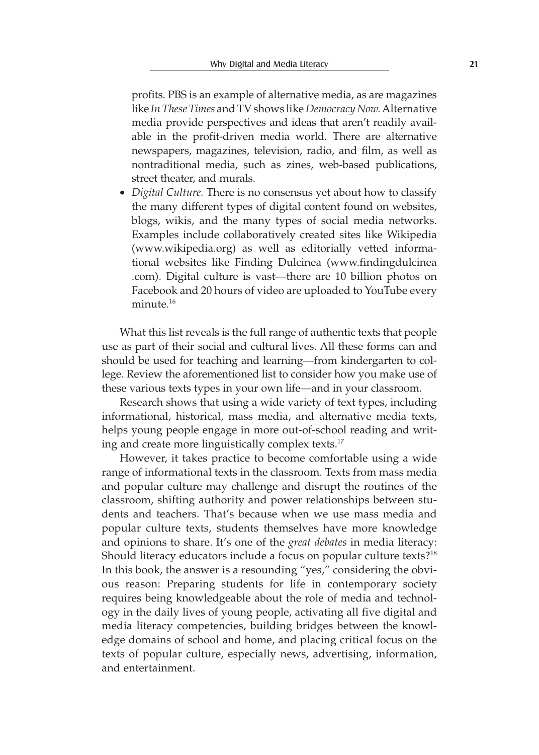profits. PBS is an example of alternative media, as are magazines like *In These Times* and TV shows like *Democracy Now.* Alternative media provide perspectives and ideas that aren't readily available in the profit-driven media world. There are alternative newspapers, magazines, television, radio, and film, as well as nontraditional media, such as zines, web-based publications, street theater, and murals.

- *Digital Culture.* There is no consensus yet about how to classify the many different types of digital content found on websites, blogs, wikis, and the many types of social media networks. Examples include collaboratively created sites like Wikipedia (www.wikipedia.org) as well as editorially vetted informational websites like Finding Dulcinea (www.findingdulcinea.com). Digital culture is vast—there are 10 billion photos on Facebook and 20 hours of video are uploaded to YouTube every minute.[16]

What this list reveals is the full range of authentic texts that people use as part of their social and cultural lives. All these forms can and should be used for teaching and learning—from kindergarten to college. Review the aforementioned list to consider how you make use of these various texts types in your own life—and in your classroom.

Research shows that using a wide variety of text types, including informational, historical, mass media, and alternative media texts, helps young people engage in more out-of-school reading and writing and create more linguistically complex texts.[17]

However, it takes practice to become comfortable using a wide range of informational texts in the classroom. Texts from mass media and popular culture may challenge and disrupt the routines of the classroom, shifting authority and power relationships between students and teachers. That's because when we use mass media and popular culture texts, students themselves have more knowledge and opinions to share. It's one of the *great debates* in media literacy: Should literacy educators include a focus on popular culture texts?[18] In this book, the answer is a resounding "yes," considering the obvious reason: Preparing students for life in contemporary society requires being knowledgeable about the role of media and technology in the daily lives of young people, activating all five digital and media literacy competencies, building bridges between the knowledge domains of school and home, and placing critical focus on the texts of popular culture, especially news, advertising, information, and entertainment.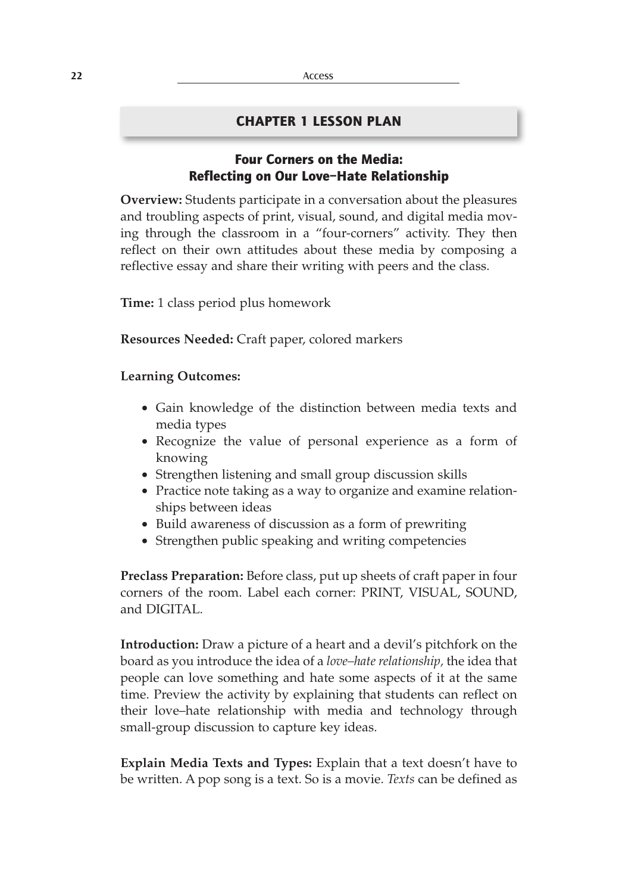## CHAPTER 1 LESSON PLAN

### Four Corners on the Media: Reflecting on Our Love–Hate Relationship

**Overview:** Students participate in a conversation about the pleasures and troubling aspects of print, visual, sound, and digital media moving through the classroom in a "four-corners" activity. They then reflect on their own attitudes about these media by composing a reflective essay and share their writing with peers and the class.

**Time:** 1 class period plus homework

**Resources Needed:** Craft paper, colored markers

**Learning Outcomes:**

- Gain knowledge of the distinction between media texts and media types
- Recognize the value of personal experience as a form of knowing
- Strengthen listening and small group discussion skills
- Practice note taking as a way to organize and examine relationships between ideas
- Build awareness of discussion as a form of prewriting
- Strengthen public speaking and writing competencies

**Preclass Preparation:** Before class, put up sheets of craft paper in four corners of the room. Label each corner: PRINT, VISUAL, SOUND, and DIGITAL.

**Introduction:** Draw a picture of a heart and a devil's pitchfork on the board as you introduce the idea of a *love–hate relationship,* the idea that people can love something and hate some aspects of it at the same time. Preview the activity by explaining that students can reflect on their love–hate relationship with media and technology through small-group discussion to capture key ideas.

**Explain Media Texts and Types:** Explain that a text doesn't have to be written. A pop song is a text. So is a movie. *Texts* can be defined as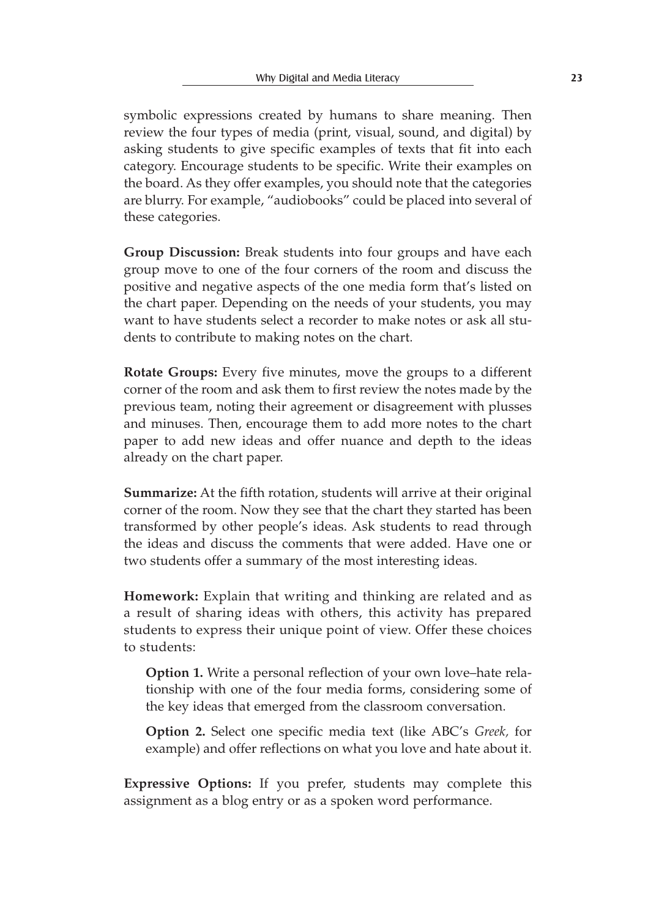symbolic expressions created by humans to share meaning. Then review the four types of media (print, visual, sound, and digital) by asking students to give specific examples of texts that fit into each category. Encourage students to be specific. Write their examples on the board. As they offer examples, you should note that the categories are blurry. For example, "audiobooks" could be placed into several of these categories.

**Group Discussion:** Break students into four groups and have each group move to one of the four corners of the room and discuss the positive and negative aspects of the one media form that's listed on the chart paper. Depending on the needs of your students, you may want to have students select a recorder to make notes or ask all students to contribute to making notes on the chart.

**Rotate Groups:** Every five minutes, move the groups to a different corner of the room and ask them to first review the notes made by the previous team, noting their agreement or disagreement with plusses and minuses. Then, encourage them to add more notes to the chart paper to add new ideas and offer nuance and depth to the ideas already on the chart paper.

**Summarize:** At the fifth rotation, students will arrive at their original corner of the room. Now they see that the chart they started has been transformed by other people's ideas. Ask students to read through the ideas and discuss the comments that were added. Have one or two students offer a summary of the most interesting ideas.

**Homework:** Explain that writing and thinking are related and as a result of sharing ideas with others, this activity has prepared students to express their unique point of view. Offer these choices to students:

> **Option 1.** Write a personal reflection of your own love–hate relationship with one of the four media forms, considering some of the key ideas that emerged from the classroom conversation.
>
> **Option 2.** Select one specific media text (like ABC's *Greek,* for example) and offer reflections on what you love and hate about it.

**Expressive Options:** If you prefer, students may complete this assignment as a blog entry or as a spoken word performance.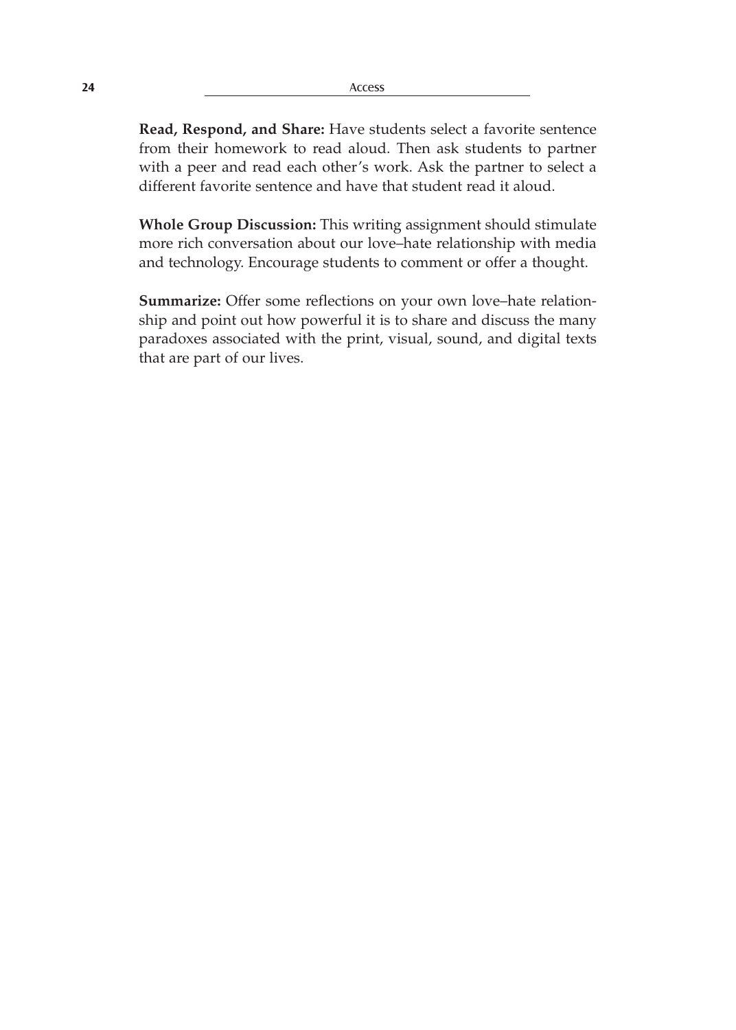**Read, Respond, and Share:** Have students select a favorite sentence from their homework to read aloud. Then ask students to partner with a peer and read each other's work. Ask the partner to select a different favorite sentence and have that student read it aloud.

**Whole Group Discussion:** This writing assignment should stimulate more rich conversation about our love–hate relationship with media and technology. Encourage students to comment or offer a thought.

**Summarize:** Offer some reflections on your own love–hate relationship and point out how powerful it is to share and discuss the many paradoxes associated with the print, visual, sound, and digital texts that are part of our lives.